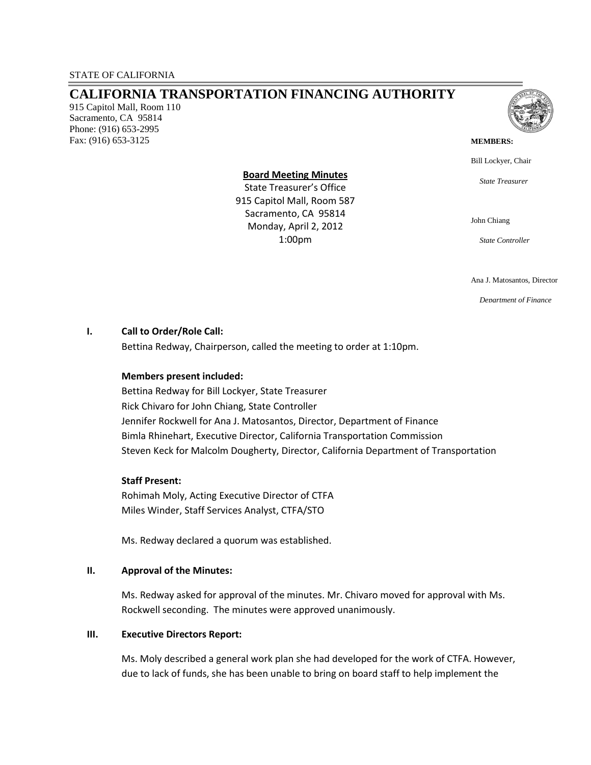STATE OF CALIFORNIA

# CALIFORNIA TRANSPORTATION FINANCING AUTHORITY

915 Capitol Mall, Room 110
Sacramento, CA 95814
Phone: (916) 653-2995
Fax: (916) 653-3125

**MEMBERS:**

Bill Lockyer, Chair
*State Treasurer*

John Chiang
*State Controller*

Ana J. Matosantos, Director
*Department of Finance*

**Board Meeting Minutes**
State Treasurer's Office
915 Capitol Mall, Room 587
Sacramento, CA 95814
Monday, April 2, 2012
1:00pm

## I. Call to Order/Role Call:

Bettina Redway, Chairperson, called the meeting to order at 1:10pm.

**Members present included:**

Bettina Redway for Bill Lockyer, State Treasurer
Rick Chivaro for John Chiang, State Controller
Jennifer Rockwell for Ana J. Matosantos, Director, Department of Finance
Bimla Rhinehart, Executive Director, California Transportation Commission
Steven Keck for Malcolm Dougherty, Director, California Department of Transportation

**Staff Present:**

Rohimah Moly, Acting Executive Director of CTFA
Miles Winder, Staff Services Analyst, CTFA/STO

Ms. Redway declared a quorum was established.

## II. Approval of the Minutes:

Ms. Redway asked for approval of the minutes. Mr. Chivaro moved for approval with Ms. Rockwell seconding. The minutes were approved unanimously.

## III. Executive Directors Report:

Ms. Moly described a general work plan she had developed for the work of CTFA. However, due to lack of funds, she has been unable to bring on board staff to help implement the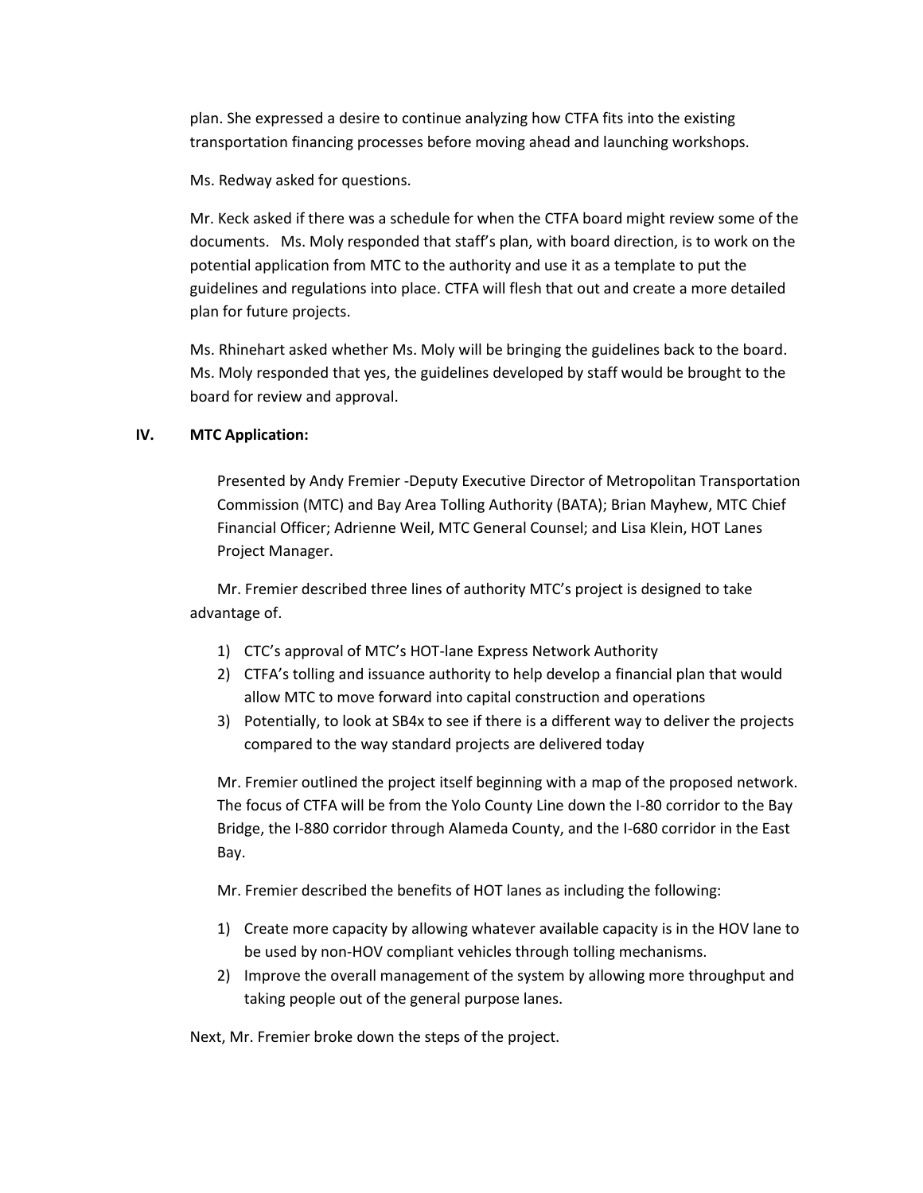plan. She expressed a desire to continue analyzing how CTFA fits into the existing transportation financing processes before moving ahead and launching workshops.

Ms. Redway asked for questions.

Mr. Keck asked if there was a schedule for when the CTFA board might review some of the documents. Ms. Moly responded that staff's plan, with board direction, is to work on the potential application from MTC to the authority and use it as a template to put the guidelines and regulations into place. CTFA will flesh that out and create a more detailed plan for future projects.

Ms. Rhinehart asked whether Ms. Moly will be bringing the guidelines back to the board. Ms. Moly responded that yes, the guidelines developed by staff would be brought to the board for review and approval.

## IV. MTC Application:

Presented by Andy Fremier -Deputy Executive Director of Metropolitan Transportation Commission (MTC) and Bay Area Tolling Authority (BATA); Brian Mayhew, MTC Chief Financial Officer; Adrienne Weil, MTC General Counsel; and Lisa Klein, HOT Lanes Project Manager.

Mr. Fremier described three lines of authority MTC's project is designed to take advantage of.

1) CTC's approval of MTC's HOT-lane Express Network Authority
2) CTFA's tolling and issuance authority to help develop a financial plan that would allow MTC to move forward into capital construction and operations
3) Potentially, to look at SB4x to see if there is a different way to deliver the projects compared to the way standard projects are delivered today

Mr. Fremier outlined the project itself beginning with a map of the proposed network. The focus of CTFA will be from the Yolo County Line down the I-80 corridor to the Bay Bridge, the I-880 corridor through Alameda County, and the I-680 corridor in the East Bay.

Mr. Fremier described the benefits of HOT lanes as including the following:

1) Create more capacity by allowing whatever available capacity is in the HOV lane to be used by non-HOV compliant vehicles through tolling mechanisms.
2) Improve the overall management of the system by allowing more throughput and taking people out of the general purpose lanes.

Next, Mr. Fremier broke down the steps of the project.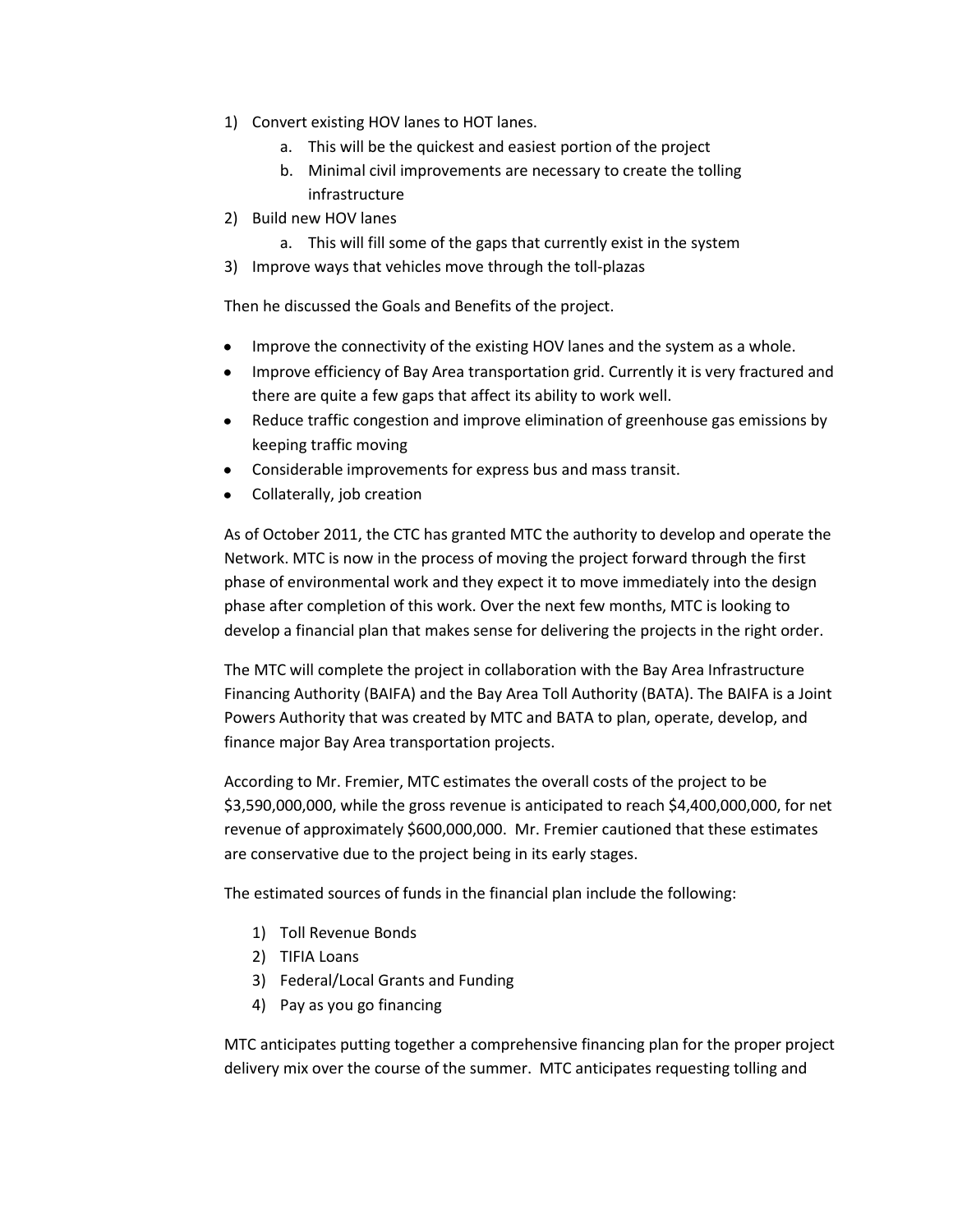1) Convert existing HOV lanes to HOT lanes.
    a. This will be the quickest and easiest portion of the project
    b. Minimal civil improvements are necessary to create the tolling infrastructure
2) Build new HOV lanes
    a. This will fill some of the gaps that currently exist in the system
3) Improve ways that vehicles move through the toll-plazas

Then he discussed the Goals and Benefits of the project.

- Improve the connectivity of the existing HOV lanes and the system as a whole.
- Improve efficiency of Bay Area transportation grid. Currently it is very fractured and there are quite a few gaps that affect its ability to work well.
- Reduce traffic congestion and improve elimination of greenhouse gas emissions by keeping traffic moving
- Considerable improvements for express bus and mass transit.
- Collaterally, job creation

As of October 2011, the CTC has granted MTC the authority to develop and operate the Network. MTC is now in the process of moving the project forward through the first phase of environmental work and they expect it to move immediately into the design phase after completion of this work. Over the next few months, MTC is looking to develop a financial plan that makes sense for delivering the projects in the right order.

The MTC will complete the project in collaboration with the Bay Area Infrastructure Financing Authority (BAIFA) and the Bay Area Toll Authority (BATA). The BAIFA is a Joint Powers Authority that was created by MTC and BATA to plan, operate, develop, and finance major Bay Area transportation projects.

According to Mr. Fremier, MTC estimates the overall costs of the project to be $3,590,000,000, while the gross revenue is anticipated to reach $4,400,000,000, for net revenue of approximately $600,000,000. Mr. Fremier cautioned that these estimates are conservative due to the project being in its early stages.

The estimated sources of funds in the financial plan include the following:

1) Toll Revenue Bonds
2) TIFIA Loans
3) Federal/Local Grants and Funding
4) Pay as you go financing

MTC anticipates putting together a comprehensive financing plan for the proper project delivery mix over the course of the summer. MTC anticipates requesting tolling and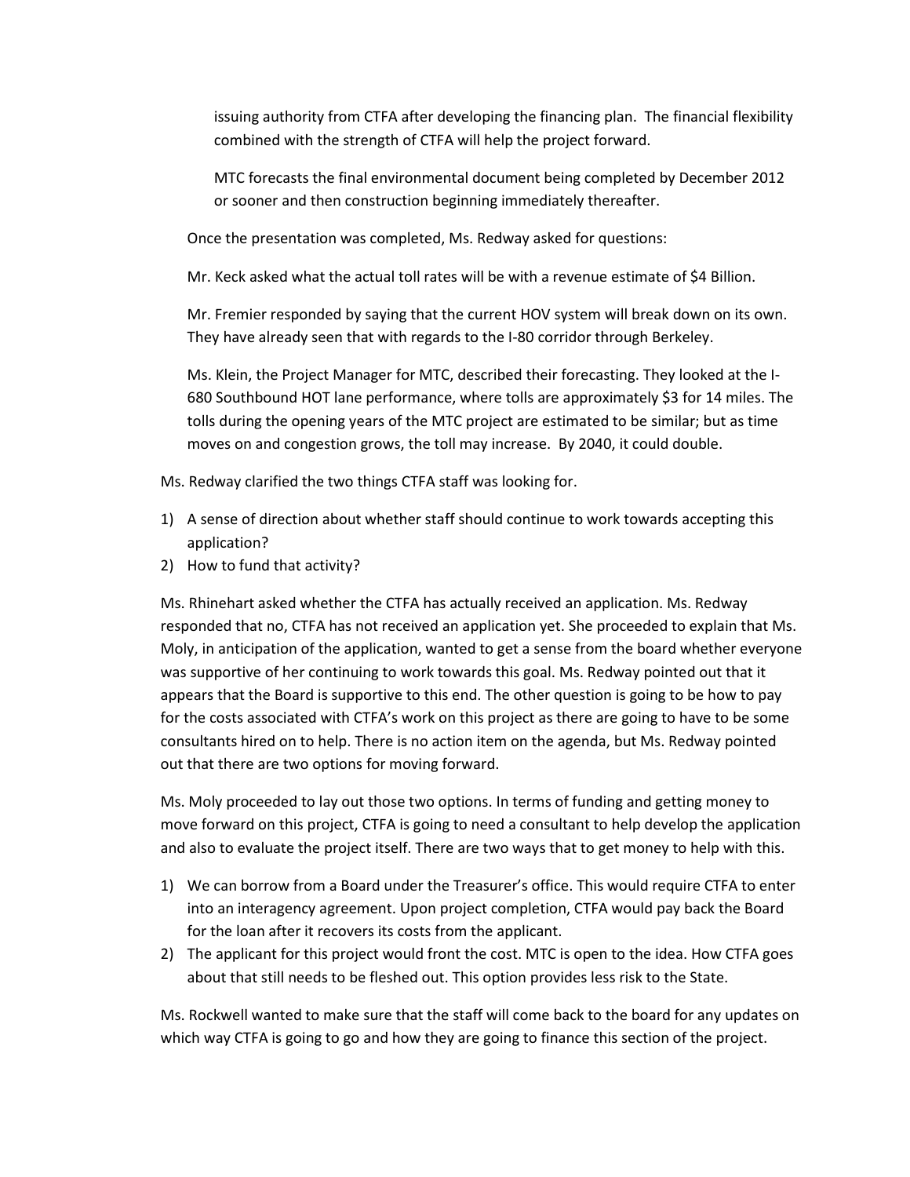issuing authority from CTFA after developing the financing plan. The financial flexibility combined with the strength of CTFA will help the project forward.

MTC forecasts the final environmental document being completed by December 2012 or sooner and then construction beginning immediately thereafter.

Once the presentation was completed, Ms. Redway asked for questions:

Mr. Keck asked what the actual toll rates will be with a revenue estimate of $4 Billion.

Mr. Fremier responded by saying that the current HOV system will break down on its own. They have already seen that with regards to the I-80 corridor through Berkeley.

Ms. Klein, the Project Manager for MTC, described their forecasting. They looked at the I-680 Southbound HOT lane performance, where tolls are approximately $3 for 14 miles. The tolls during the opening years of the MTC project are estimated to be similar; but as time moves on and congestion grows, the toll may increase. By 2040, it could double.

Ms. Redway clarified the two things CTFA staff was looking for.

1) A sense of direction about whether staff should continue to work towards accepting this application?
2) How to fund that activity?

Ms. Rhinehart asked whether the CTFA has actually received an application. Ms. Redway responded that no, CTFA has not received an application yet. She proceeded to explain that Ms. Moly, in anticipation of the application, wanted to get a sense from the board whether everyone was supportive of her continuing to work towards this goal. Ms. Redway pointed out that it appears that the Board is supportive to this end. The other question is going to be how to pay for the costs associated with CTFA's work on this project as there are going to have to be some consultants hired on to help. There is no action item on the agenda, but Ms. Redway pointed out that there are two options for moving forward.

Ms. Moly proceeded to lay out those two options. In terms of funding and getting money to move forward on this project, CTFA is going to need a consultant to help develop the application and also to evaluate the project itself. There are two ways that to get money to help with this.

1) We can borrow from a Board under the Treasurer's office. This would require CTFA to enter into an interagency agreement. Upon project completion, CTFA would pay back the Board for the loan after it recovers its costs from the applicant.
2) The applicant for this project would front the cost. MTC is open to the idea. How CTFA goes about that still needs to be fleshed out. This option provides less risk to the State.

Ms. Rockwell wanted to make sure that the staff will come back to the board for any updates on which way CTFA is going to go and how they are going to finance this section of the project.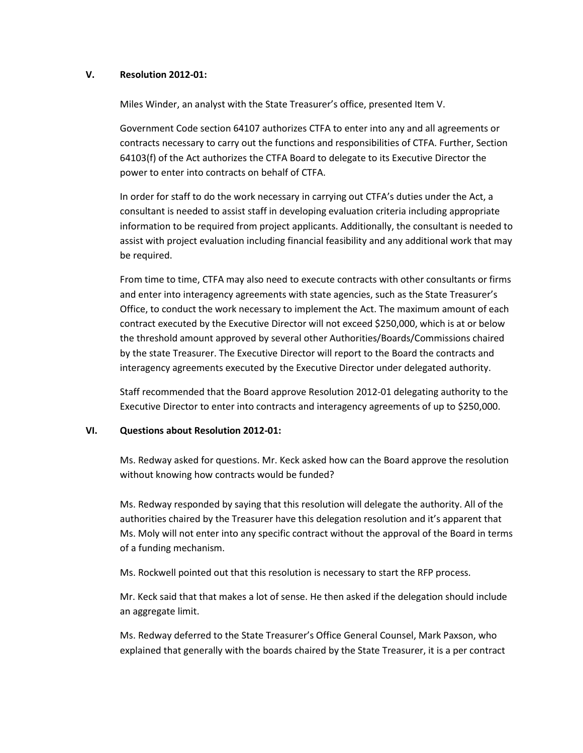## V. Resolution 2012-01:

Miles Winder, an analyst with the State Treasurer's office, presented Item V.

Government Code section 64107 authorizes CTFA to enter into any and all agreements or contracts necessary to carry out the functions and responsibilities of CTFA. Further, Section 64103(f) of the Act authorizes the CTFA Board to delegate to its Executive Director the power to enter into contracts on behalf of CTFA.

In order for staff to do the work necessary in carrying out CTFA's duties under the Act, a consultant is needed to assist staff in developing evaluation criteria including appropriate information to be required from project applicants. Additionally, the consultant is needed to assist with project evaluation including financial feasibility and any additional work that may be required.

From time to time, CTFA may also need to execute contracts with other consultants or firms and enter into interagency agreements with state agencies, such as the State Treasurer's Office, to conduct the work necessary to implement the Act. The maximum amount of each contract executed by the Executive Director will not exceed $250,000, which is at or below the threshold amount approved by several other Authorities/Boards/Commissions chaired by the state Treasurer. The Executive Director will report to the Board the contracts and interagency agreements executed by the Executive Director under delegated authority.

Staff recommended that the Board approve Resolution 2012-01 delegating authority to the Executive Director to enter into contracts and interagency agreements of up to $250,000.

## VI. Questions about Resolution 2012-01:

Ms. Redway asked for questions. Mr. Keck asked how can the Board approve the resolution without knowing how contracts would be funded?

Ms. Redway responded by saying that this resolution will delegate the authority. All of the authorities chaired by the Treasurer have this delegation resolution and it's apparent that Ms. Moly will not enter into any specific contract without the approval of the Board in terms of a funding mechanism.

Ms. Rockwell pointed out that this resolution is necessary to start the RFP process.

Mr. Keck said that that makes a lot of sense. He then asked if the delegation should include an aggregate limit.

Ms. Redway deferred to the State Treasurer's Office General Counsel, Mark Paxson, who explained that generally with the boards chaired by the State Treasurer, it is a per contract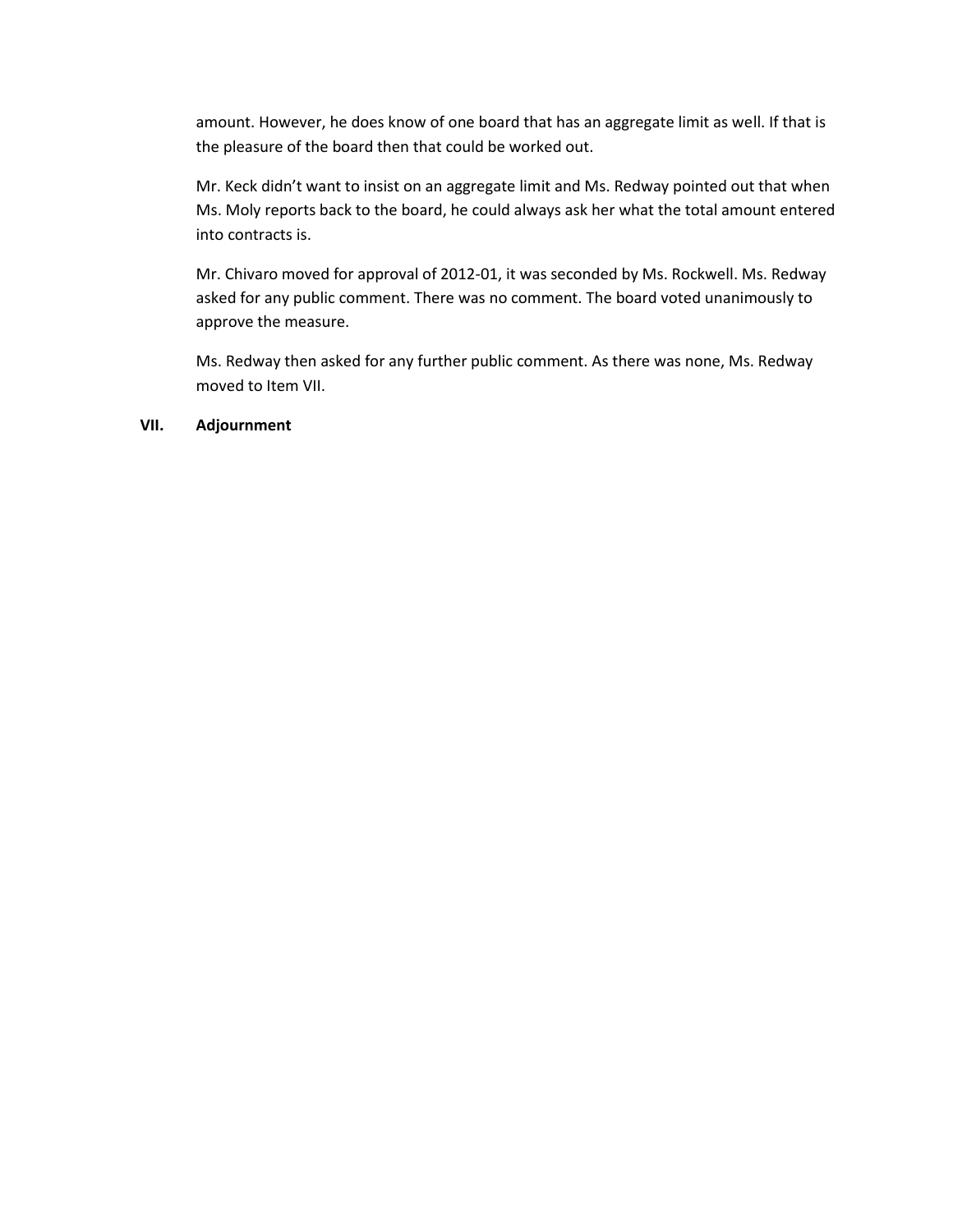amount. However, he does know of one board that has an aggregate limit as well. If that is the pleasure of the board then that could be worked out.

Mr. Keck didn't want to insist on an aggregate limit and Ms. Redway pointed out that when Ms. Moly reports back to the board, he could always ask her what the total amount entered into contracts is.

Mr. Chivaro moved for approval of 2012-01, it was seconded by Ms. Rockwell. Ms. Redway asked for any public comment. There was no comment. The board voted unanimously to approve the measure.

Ms. Redway then asked for any further public comment. As there was none, Ms. Redway moved to Item VII.

## VII. Adjournment